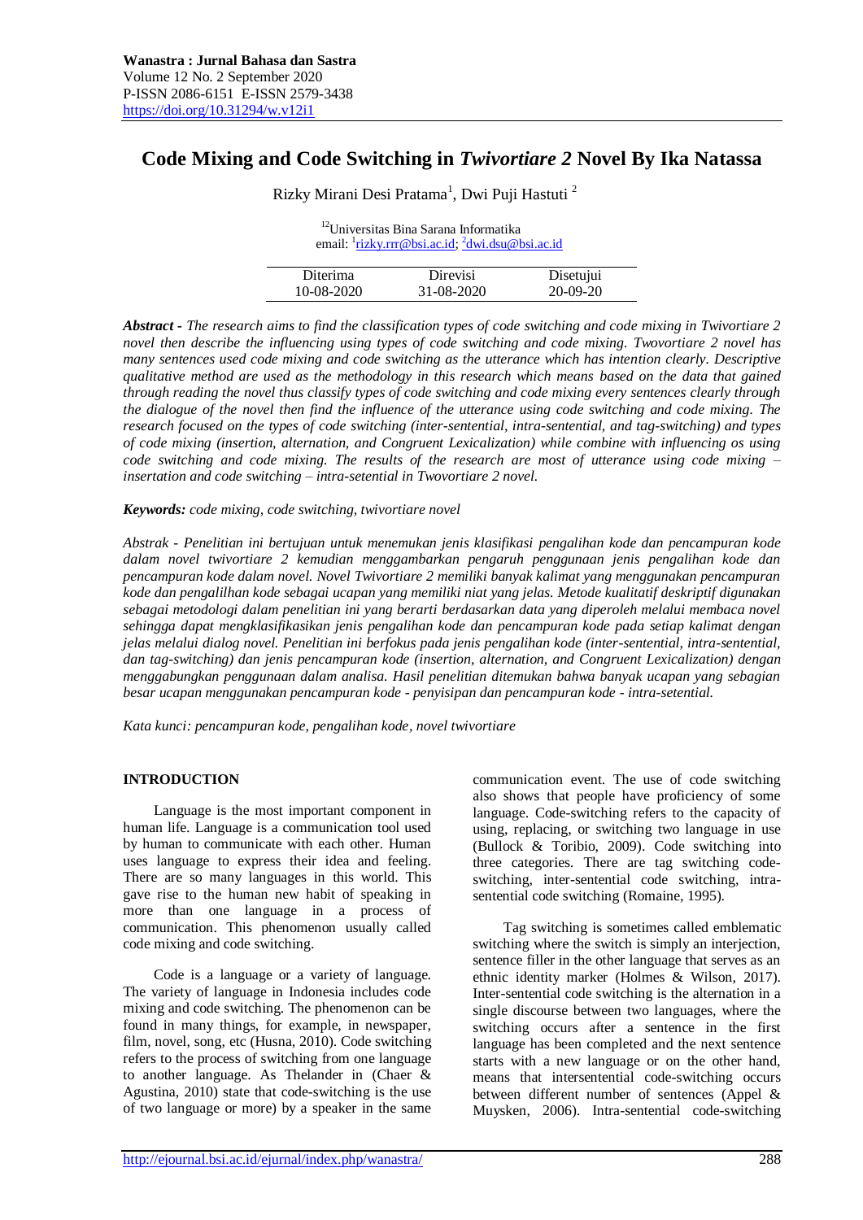**Wanastra : Jurnal Bahasa dan Sastra**
Volume 12 No. 2 September 2020
P-ISSN 2086-6151 E-ISSN 2579-3438
https://doi.org/10.31294/w.v12i1

# Code Mixing and Code Switching in *Twivortiare 2* Novel By Ika Natassa

Rizky Mirani Desi Pratama[1], Dwi Puji Hastuti [2]

[12]Universitas Bina Sarana Informatika
email: [1]rizky.rrr@bsi.ac.id; [2]dwi.dsu@bsi.ac.id

| Diterima | Direvisi | Disetujui |
|---|---|---|
| 10-08-2020 | 31-08-2020 | 20-09-20 |

***Abstract** - The research aims to find the classification types of code switching and code mixing in Twivortiare 2 novel then describe the influencing using types of code switching and code mixing. Twovortiare 2 novel has many sentences used code mixing and code switching as the utterance which has intention clearly. Descriptive qualitative method are used as the methodology in this research which means based on the data that gained through reading the novel thus classify types of code switching and code mixing every sentences clearly through the dialogue of the novel then find the influence of the utterance using code switching and code mixing. The research focused on the types of code switching (inter-sentential, intra-sentential, and tag-switching) and types of code mixing (insertion, alternation, and Congruent Lexicalization) while combine with influencing os using code switching and code mixing. The results of the research are most of utterance using code mixing – insertation and code switching – intra-setential in Twovortiare 2 novel.*

***Keywords:** code mixing, code switching, twivortiare novel*

***Abstrak** - Penelitian ini bertujuan untuk menemukan jenis klasifikasi pengalihan kode dan pencampuran kode dalam novel twivortiare 2 kemudian menggambarkan pengaruh penggunaan jenis pengalihan kode dan pencampuran kode dalam novel. Novel Twivortiare 2 memiliki banyak kalimat yang menggunakan pencampuran kode dan pengalilhan kode sebagai ucapan yang memiliki niat yang jelas. Metode kualitatif deskriptif digunakan sebagai metodologi dalam penelitian ini yang berarti berdasarkan data yang diperoleh melalui membaca novel sehingga dapat mengklasifikasikan jenis pengalihan kode dan pencampuran kode pada setiap kalimat dengan jelas melalui dialog novel. Penelitian ini berfokus pada jenis pengalihan kode (inter-sentential, intra-sentential, dan tag-switching) dan jenis pencampuran kode (insertion, alternation, and Congruent Lexicalization) dengan menggabungkan penggunaan dalam analisa. Hasil penelitian ditemukan bahwa banyak ucapan yang sebagian besar ucapan menggunakan pencampuran kode - penyisipan dan pencampuran kode - intra-setential.*

*Kata kunci: pencampuran kode, pengalihan kode, novel twivortiare*

## INTRODUCTION

Language is the most important component in human life. Language is a communication tool used by human to communicate with each other. Human uses language to express their idea and feeling. There are so many languages in this world. This gave rise to the human new habit of speaking in more than one language in a process of communication. This phenomenon usually called code mixing and code switching.

Code is a language or a variety of language. The variety of language in Indonesia includes code mixing and code switching. The phenomenon can be found in many things, for example, in newspaper, film, novel, song, etc (Husna, 2010). Code switching refers to the process of switching from one language to another language. As Thelander in (Chaer & Agustina, 2010) state that code-switching is the use of two language or more) by a speaker in the same communication event. The use of code switching also shows that people have proficiency of some language. Code-switching refers to the capacity of using, replacing, or switching two language in use (Bullock & Toribio, 2009). Code switching into three categories. There are tag switching code-switching, inter-sentential code switching, intra-sentential code switching (Romaine, 1995).

Tag switching is sometimes called emblematic switching where the switch is simply an interjection, sentence filler in the other language that serves as an ethnic identity marker (Holmes & Wilson, 2017). Inter-sentential code switching is the alternation in a single discourse between two languages, where the switching occurs after a sentence in the first language has been completed and the next sentence starts with a new language or on the other hand, means that intersentential code-switching occurs between different number of sentences (Appel & Muysken, 2006). Intra-sentential code-switching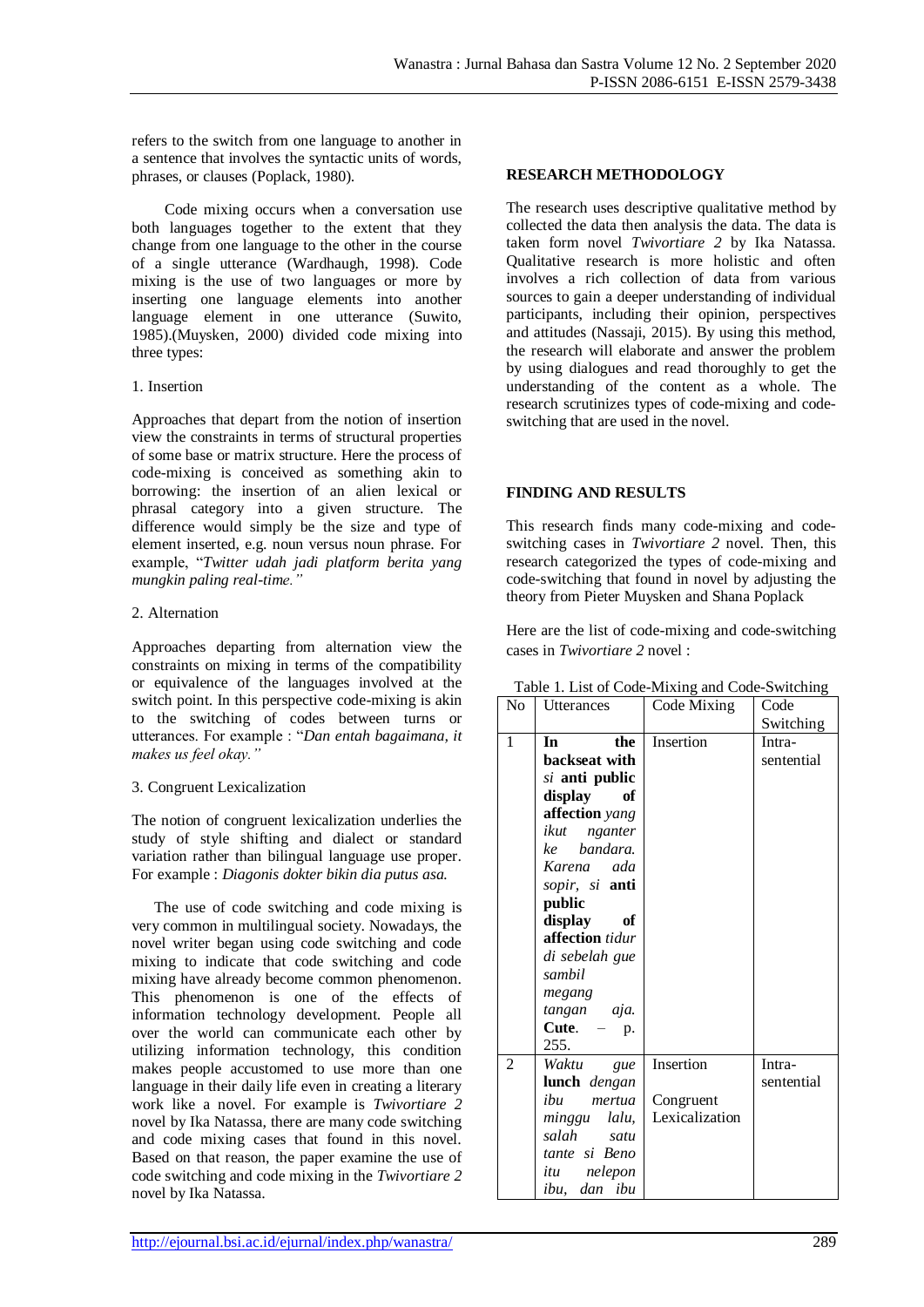refers to the switch from one language to another in a sentence that involves the syntactic units of words, phrases, or clauses (Poplack, 1980).

Code mixing occurs when a conversation use both languages together to the extent that they change from one language to the other in the course of a single utterance (Wardhaugh, 1998). Code mixing is the use of two languages or more by inserting one language elements into another language element in one utterance (Suwito, 1985).(Muysken, 2000) divided code mixing into three types:

1. Insertion

Approaches that depart from the notion of insertion view the constraints in terms of structural properties of some base or matrix structure. Here the process of code-mixing is conceived as something akin to borrowing: the insertion of an alien lexical or phrasal category into a given structure. The difference would simply be the size and type of element inserted, e.g. noun versus noun phrase. For example, "*Twitter udah jadi platform berita yang mungkin paling real-time.*"

2. Alternation

Approaches departing from alternation view the constraints on mixing in terms of the compatibility or equivalence of the languages involved at the switch point. In this perspective code-mixing is akin to the switching of codes between turns or utterances. For example : "*Dan entah bagaimana, it makes us feel okay.*"

3. Congruent Lexicalization

The notion of congruent lexicalization underlies the study of style shifting and dialect or standard variation rather than bilingual language use proper. For example : *Diagonis dokter bikin dia putus asa.*

The use of code switching and code mixing is very common in multilingual society. Nowadays, the novel writer began using code switching and code mixing to indicate that code switching and code mixing have already become common phenomenon. This phenomenon is one of the effects of information technology development. People all over the world can communicate each other by utilizing information technology, this condition makes people accustomed to use more than one language in their daily life even in creating a literary work like a novel. For example is *Twivortiare 2* novel by Ika Natassa, there are many code switching and code mixing cases that found in this novel. Based on that reason, the paper examine the use of code switching and code mixing in the *Twivortiare 2* novel by Ika Natassa.

## RESEARCH METHODOLOGY

The research uses descriptive qualitative method by collected the data then analysis the data. The data is taken form novel *Twivortiare 2* by Ika Natassa. Qualitative research is more holistic and often involves a rich collection of data from various sources to gain a deeper understanding of individual participants, including their opinion, perspectives and attitudes (Nassaji, 2015). By using this method, the research will elaborate and answer the problem by using dialogues and read thoroughly to get the understanding of the content as a whole. The research scrutinizes types of code-mixing and code-switching that are used in the novel.

## FINDING AND RESULTS

This research finds many code-mixing and code-switching cases in *Twivortiare 2* novel. Then, this research categorized the types of code-mixing and code-switching that found in novel by adjusting the theory from Pieter Muysken and Shana Poplack

Here are the list of code-mixing and code-switching cases in *Twivortiare 2* novel :

Table 1. List of Code-Mixing and Code-Switching

| No | Utterances | Code Mixing | Code Switching |
|---|---|---|---|
| 1 | **In the backseat with** *si* **anti public display of affection** *yang ikut nganter ke bandara. Karena ada sopir, si* **anti public display of affection** *tidur di sebelah gue sambil megang tangan aja.* **Cute**. – p. 255. | Insertion | Intra-sentential |
| 2 | *Waktu gue* **lunch** *dengan ibu mertua minggu lalu, salah satu tante si Beno itu nelepon ibu, dan ibu* | Insertion<br><br>Congruent Lexicalization | Intra-sentential |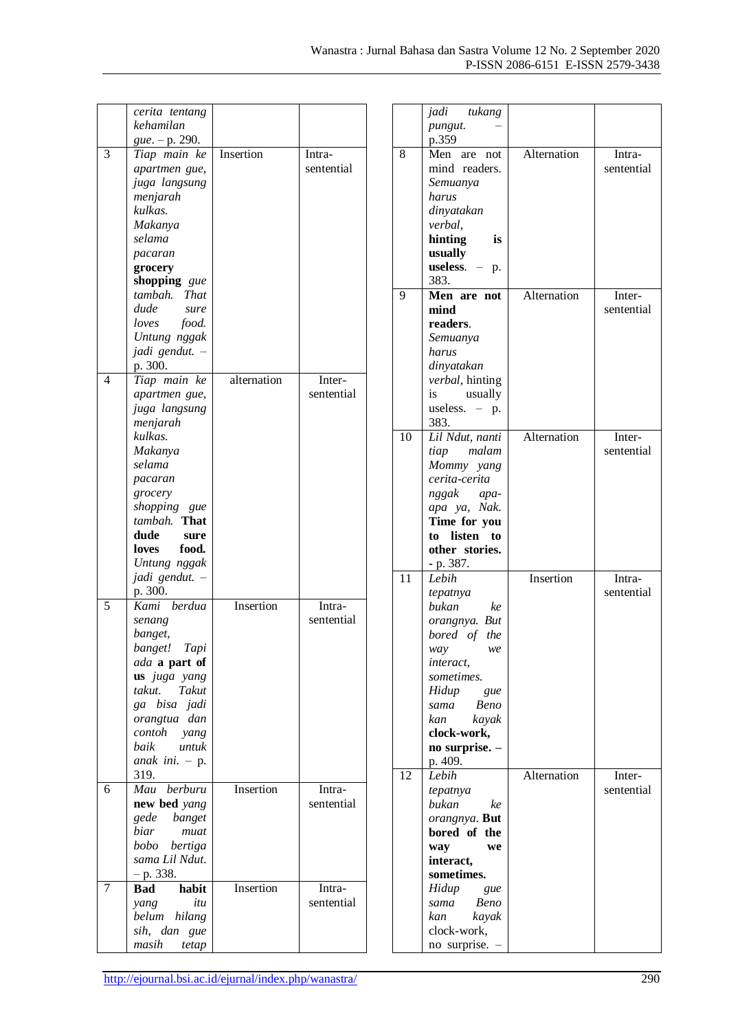| | | | |
|---|---|---|---|
| | *cerita tentang kehamilan gue*. – p. 290. | | |
| 3 | *Tiap main ke apartmen gue, juga langsung menjarah kulkas. Makanya selama pacaran* **grocery shopping** *gue tambah. That dude sure loves food. Untung nggak jadi gendut.* – p. 300. | Insertion | Intra-sentential |
| 4 | *Tiap main ke apartmen gue, juga langsung menjarah kulkas. Makanya selama pacaran grocery shopping gue tambah.* **That dude sure loves food.** *Untung nggak jadi gendut.* – p. 300. | alternation | Inter-sentential |
| 5 | *Kami berdua senang banget, banget! Tapi ada* **a part of us** *juga yang takut. Takut ga bisa jadi orangtua dan contoh yang baik untuk anak ini.* – p. 319. | Insertion | Intra-sentential |
| 6 | *Mau berburu* **new bed** *yang gede banget biar muat bobo bertiga sama Lil Ndut.* – p. 338. | Insertion | Intra-sentential |
| 7 | **Bad habit** *yang itu belum hilang sih, dan gue masih tetap jadi tukang pungut.* – p.359 | Insertion | Intra-sentential |
| 8 | Men are not mind readers. *Semuanya harus dinyatakan verbal,* **hinting is usually useless**. – p. 383. | Alternation | Intra-sentential |
| 9 | **Men are not mind readers.** *Semuanya harus dinyatakan verbal,* hinting is usually useless. – p. 383. | Alternation | Inter-sentential |
| 10 | *Lil Ndut, nanti tiap malam Mommy yang cerita-cerita nggak apa-apa ya, Nak.* **Time for you to listen to other stories.** - p. 387. | Alternation | Inter-sentential |
| 11 | *Lebih tepatnya bukan ke orangnya. But bored of the way we interact, sometimes. Hidup gue sama Beno kan kayak* **clock-work, no surprise.** – p. 409. | Insertion | Intra-sentential |
| 12 | *Lebih tepatnya bukan ke orangnya.* **But bored of the way we interact, sometimes.** *Hidup gue sama Beno kan kayak* clock-work, no surprise. – | Alternation | Inter-sentential |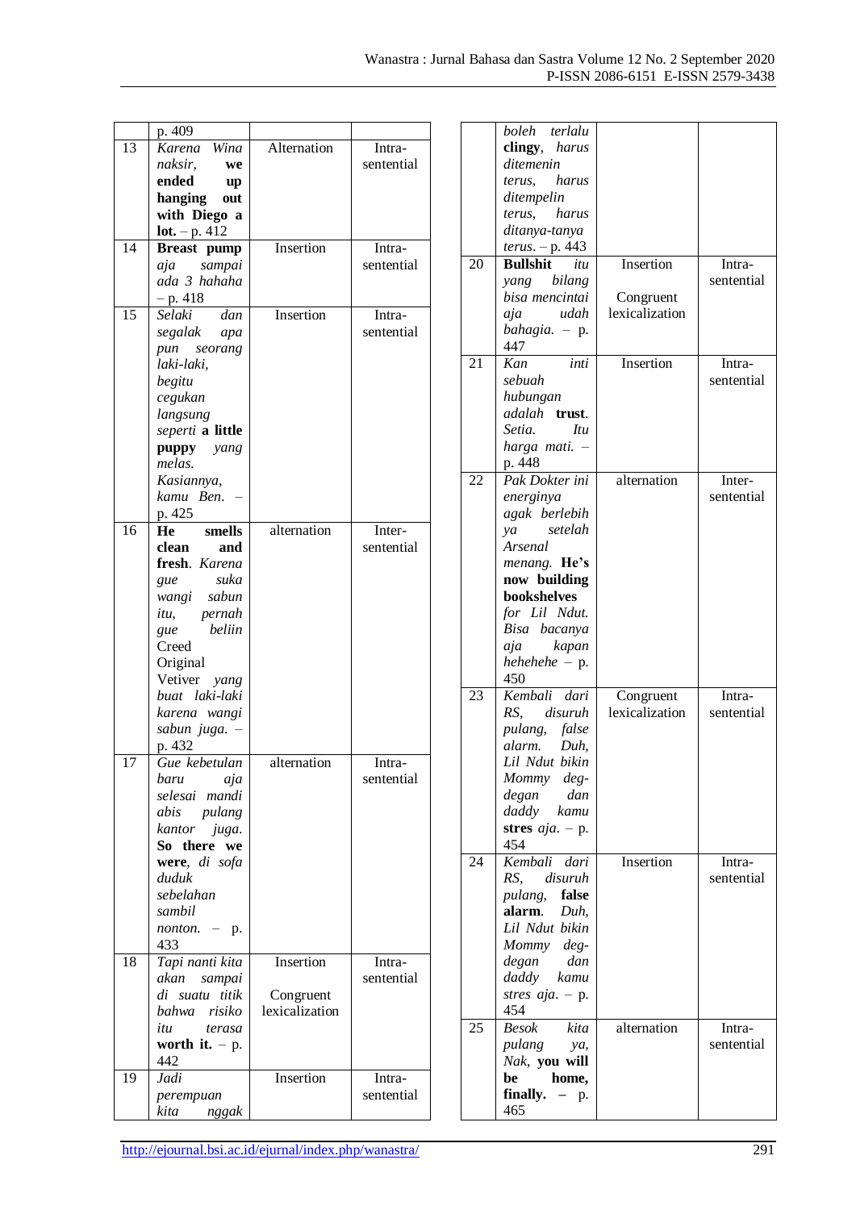| | p. 409 | | |
|---|---|---|---|
| 13 | *Karena Wina naksir,* **we ended up hanging out with Diego a lot.** – p. 412 | Alternation | Intra-sentential |
| 14 | **Breast pump** *aja sampai ada 3 hahaha* – p. 418 | Insertion | Intra-sentential |
| 15 | *Selaki dan segalak apa pun seorang laki-laki, begitu cegukan langsung seperti* **a little puppy** *yang melas. Kasiannya, kamu Ben.* – p. 425 | Insertion | Intra-sentential |
| 16 | **He smells clean and fresh**. *Karena gue suka wangi sabun itu, pernah gue beliin* Creed Original Vetiver *yang buat laki-laki karena wangi sabun juga.* – p. 432 | alternation | Inter-sentential |
| 17 | *Gue kebetulan baru aja selesai mandi abis pulang kantor juga.* **So there we were**, *di sofa duduk sebelahan sambil nonton.* – p. 433 | alternation | Intra-sentential |
| 18 | *Tapi nanti kita akan sampai di suatu titik bahwa risiko itu terasa* **worth it.** – p. 442 | Insertion<br><br>Congruent lexicalization | Intra-sentential |
| 19 | *Jadi perempuan kita nggak boleh terlalu* **clingy**, *harus ditemenin terus, harus ditempelin terus, harus ditanya-tanya terus.* – p. 443 | Insertion | Intra-sentential |
| 20 | **Bullshit** *itu yang bilang bisa mencintai aja udah bahagia.* – p. 447 | Insertion<br><br>Congruent lexicalization | Intra-sentential |
| 21 | *Kan inti sebuah hubungan adalah* **trust**. *Setia. Itu harga mati.* – p. 448 | Insertion | Intra-sentential |
| 22 | *Pak Dokter ini energinya agak berlebih ya setelah Arsenal menang.* **He's now building bookshelves** *for Lil Ndut. Bisa bacanya aja kapan hehehehe* – p. 450 | alternation | Inter-sentential |
| 23 | *Kembali dari RS, disuruh pulang, false alarm. Duh, Lil Ndut bikin Mommy deg-degan dan daddy kamu* **stres** *aja.* – p. 454 | Congruent lexicalization | Intra-sentential |
| 24 | *Kembali dari RS, disuruh pulang,* **false alarm**. *Duh, Lil Ndut bikin Mommy deg-degan dan daddy kamu stres aja.* – p. 454 | Insertion | Intra-sentential |
| 25 | *Besok kita pulang ya, Nak,* **you will be home, finally.** – p. 465 | alternation | Intra-sentential |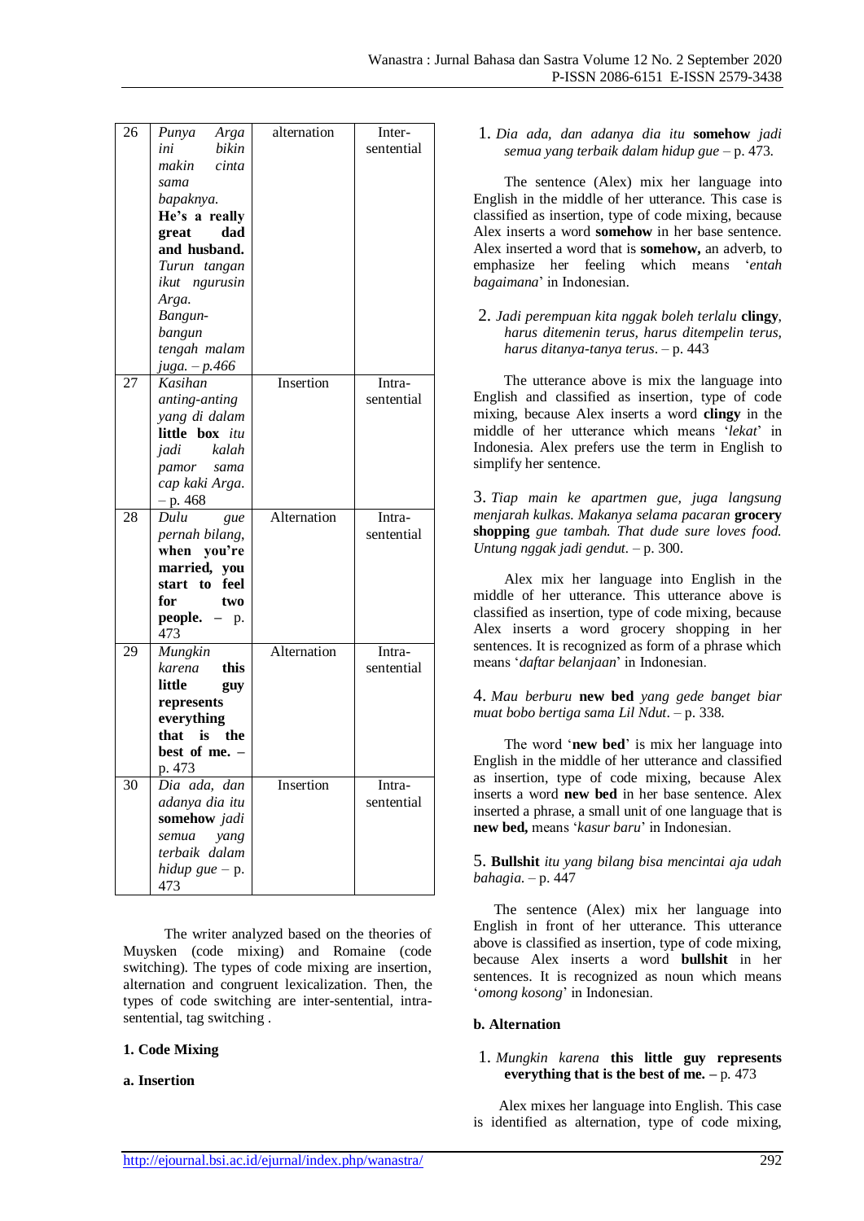| 26 | *Punya Arga ini bikin makin cinta sama bapaknya.* **He's a really great dad and husband.** *Turun tangan ikut ngurusin Arga. Bangun-bangun tengah malam juga.* – *p.466* | alternation | Inter-sentential |
|---|---|---|---|
| 27 | *Kasihan anting-anting yang di dalam* **little box** *itu jadi kalah pamor sama cap kaki Arga*. – p. 468 | Insertion | Intra-sentential |
| 28 | *Dulu gue pernah bilang,* **when you're married, you start to feel for two people.** – p. 473 | Alternation | Intra-sentential |
| 29 | *Mungkin karena* **this little guy represents everything that is the best of me.** – p. 473 | Alternation | Intra-sentential |
| 30 | *Dia ada, dan adanya dia itu* **somehow** *jadi semua yang terbaik dalam hidup gue* – p. 473 | Insertion | Intra-sentential |

The writer analyzed based on the theories of Muysken (code mixing) and Romaine (code switching). The types of code mixing are insertion, alternation and congruent lexicalization. Then, the types of code switching are inter-sentential, intra-sentential, tag switching .

**1. Code Mixing**

**a. Insertion**

1. *Dia ada, dan adanya dia itu* **somehow** *jadi semua yang terbaik dalam hidup gue* – p. 473.

The sentence (Alex) mix her language into English in the middle of her utterance. This case is classified as insertion, type of code mixing, because Alex inserts a word **somehow** in her base sentence. Alex inserted a word that is **somehow,** an adverb, to emphasize her feeling which means '*entah bagaimana*' in Indonesian.

2. *Jadi perempuan kita nggak boleh terlalu* **clingy**, *harus ditemenin terus, harus ditempelin terus, harus ditanya-tanya terus*. – p. 443

The utterance above is mix the language into English and classified as insertion, type of code mixing, because Alex inserts a word **clingy** in the middle of her utterance which means '*lekat*' in Indonesia. Alex prefers use the term in English to simplify her sentence.

3. *Tiap main ke apartmen gue, juga langsung menjarah kulkas. Makanya selama pacaran* **grocery shopping** *gue tambah. That dude sure loves food. Untung nggak jadi gendut.* – p. 300.

Alex mix her language into English in the middle of her utterance. This utterance above is classified as insertion, type of code mixing, because Alex inserts a word grocery shopping in her sentences. It is recognized as form of a phrase which means '*daftar belanjaan*' in Indonesian.

4. *Mau berburu* **new bed** *yang gede banget biar muat bobo bertiga sama Lil Ndut*. – p. 338.

The word '**new bed**' is mix her language into English in the middle of her utterance and classified as insertion, type of code mixing, because Alex inserts a word **new bed** in her base sentence. Alex inserted a phrase, a small unit of one language that is **new bed,** means '*kasur baru*' in Indonesian.

5. **Bullshit** *itu yang bilang bisa mencintai aja udah bahagia*. – p. 447

The sentence (Alex) mix her language into English in front of her utterance. This utterance above is classified as insertion, type of code mixing, because Alex inserts a word **bullshit** in her sentences. It is recognized as noun which means '*omong kosong*' in Indonesian.

**b. Alternation**

1. *Mungkin karena* **this little guy represents everything that is the best of me.** – p. 473

Alex mixes her language into English. This case is identified as alternation, type of code mixing,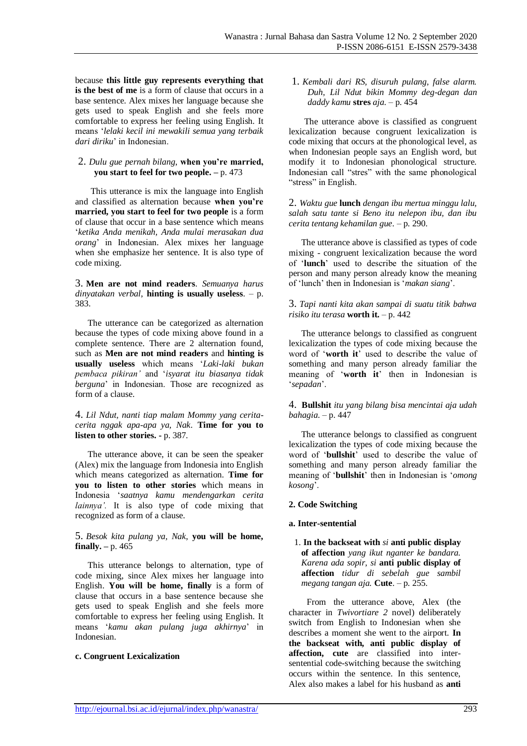because **this little guy represents everything that is the best of me** is a form of clause that occurs in a base sentence. Alex mixes her language because she gets used to speak English and she feels more comfortable to express her feeling using English. It means '*lelaki kecil ini mewakili semua yang terbaik dari diriku*' in Indonesian.

2. *Dulu gue pernah bilang,* **when you're married, you start to feel for two people.** – p. 473

This utterance is mix the language into English and classified as alternation because **when you're married, you start to feel for two people** is a form of clause that occur in a base sentence which means '*ketika Anda menikah, Anda mulai merasakan dua orang*' in Indonesian. Alex mixes her language when she emphasize her sentence. It is also type of code mixing.

3. **Men are not mind readers**. *Semuanya harus dinyatakan verbal,* **hinting is usually useless**. – p. 383.

The utterance can be categorized as alternation because the types of code mixing above found in a complete sentence. There are 2 alternation found, such as **Men are not mind readers** and **hinting is usually useless** which means '*Laki-laki bukan pembaca pikiran'* and '*isyarat itu biasanya tidak berguna*' in Indonesian. Those are recognized as form of a clause.

4. *Lil Ndut, nanti tiap malam Mommy yang cerita-cerita nggak apa-apa ya, Nak*. **Time for you to listen to other stories.** - p. 387.

The utterance above, it can be seen the speaker (Alex) mix the language from Indonesia into English which means categorized as alternation. **Time for you to listen to other stories** which means in Indonesia '*saatnya kamu mendengarkan cerita lainnya'.* It is also type of code mixing that recognized as form of a clause.

5. *Besok kita pulang ya, Nak,* **you will be home, finally.** – p. 465

This utterance belongs to alternation, type of code mixing, since Alex mixes her language into English. **You will be home, finally** is a form of clause that occurs in a base sentence because she gets used to speak English and she feels more comfortable to express her feeling using English. It means '*kamu akan pulang juga akhirnya*' in Indonesian.

**c. Congruent Lexicalization**

1. *Kembali dari RS, disuruh pulang, false alarm. Duh, Lil Ndut bikin Mommy deg-degan dan daddy kamu* **stres** *aja.* – p. 454

The utterance above is classified as congruent lexicalization because congruent lexicalization is code mixing that occurs at the phonological level, as when Indonesian people says an English word, but modify it to Indonesian phonological structure. Indonesian call "stres" with the same phonological "stress" in English.

2. *Waktu gue* **lunch** *dengan ibu mertua minggu lalu, salah satu tante si Beno itu nelepon ibu, dan ibu cerita tentang kehamilan gue*. – p. 290.

The utterance above is classified as types of code mixing - congruent lexicalization because the word of '**lunch**' used to describe the situation of the person and many person already know the meaning of 'lunch' then in Indonesian is '*makan siang*'.

3. *Tapi nanti kita akan sampai di suatu titik bahwa risiko itu terasa* **worth it.** – p. 442

The utterance belongs to classified as congruent lexicalization the types of code mixing because the word of '**worth it**' used to describe the value of something and many person already familiar the meaning of '**worth it**' then in Indonesian is '*sepadan*'.

4. **Bullshit** *itu yang bilang bisa mencintai aja udah bahagia.* – p. 447

The utterance belongs to classified as congruent lexicalization the types of code mixing because the word of '**bullshit**' used to describe the value of something and many person already familiar the meaning of '**bullshit**' then in Indonesian is '*omong kosong*'.

**2. Code Switching**

**a. Inter-sentential**

1. **In the backseat with** *si* **anti public display of affection** *yang ikut nganter ke bandara. Karena ada sopir, si* **anti public display of affection** *tidur di sebelah gue sambil megang tangan aja.* **Cute**. – p. 255.

From the utterance above, Alex (the character in *Twivortiare 2* novel) deliberately switch from English to Indonesian when she describes a moment she went to the airport. **In the backseat with, anti public display of affection, cute** are classified into inter-sentential code-switching because the switching occurs within the sentence. In this sentence, Alex also makes a label for his husband as **anti**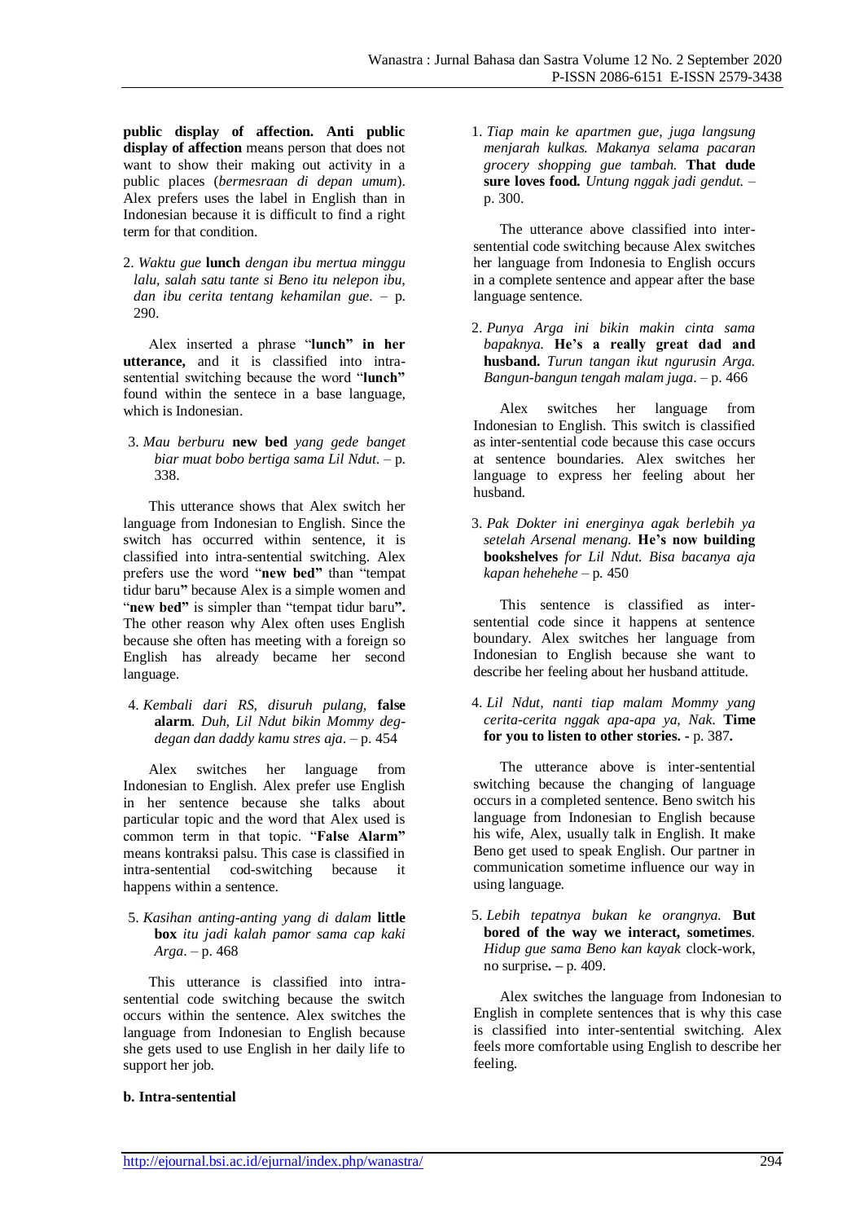**public display of affection. Anti public display of affection** means person that does not want to show their making out activity in a public places (*bermesraan di depan umum*). Alex prefers uses the label in English than in Indonesian because it is difficult to find a right term for that condition.

2. *Waktu gue* **lunch** *dengan ibu mertua minggu lalu, salah satu tante si Beno itu nelepon ibu, dan ibu cerita tentang kehamilan gue*. – p. 290.

Alex inserted a phrase "**lunch" in her utterance,** and it is classified into intra-sentential switching because the word "**lunch"** found within the sentece in a base language, which is Indonesian.

3. *Mau berburu* **new bed** *yang gede banget biar muat bobo bertiga sama Lil Ndut*. – p. 338.

This utterance shows that Alex switch her language from Indonesian to English. Since the switch has occurred within sentence, it is classified into intra-sentential switching. Alex prefers use the word "**new bed"** than "tempat tidur baru**"** because Alex is a simple women and "**new bed"** is simpler than "tempat tidur baru**".** The other reason why Alex often uses English because she often has meeting with a foreign so English has already became her second language.

4. *Kembali dari RS, disuruh pulang,* **false alarm***. Duh, Lil Ndut bikin Mommy deg-degan dan daddy kamu stres aja*. – p. 454

Alex switches her language from Indonesian to English. Alex prefer use English in her sentence because she talks about particular topic and the word that Alex used is common term in that topic. "**False Alarm"** means kontraksi palsu. This case is classified in intra-sentential cod-switching because it happens within a sentence.

5. *Kasihan anting-anting yang di dalam* **little box** *itu jadi kalah pamor sama cap kaki Arga*. – p. 468

This utterance is classified into intra-sentential code switching because the switch occurs within the sentence. Alex switches the language from Indonesian to English because she gets used to use English in her daily life to support her job.

**b. Intra-sentential**

1. *Tiap main ke apartmen gue, juga langsung menjarah kulkas. Makanya selama pacaran grocery shopping gue tambah.* **That dude sure loves food.** *Untung nggak jadi gendut.* – p. 300.

The utterance above classified into inter-sentential code switching because Alex switches her language from Indonesia to English occurs in a complete sentence and appear after the base language sentence.

2. *Punya Arga ini bikin makin cinta sama bapaknya.* **He's a really great dad and husband.** *Turun tangan ikut ngurusin Arga. Bangun-bangun tengah malam juga*. – p. 466

Alex switches her language from Indonesian to English. This switch is classified as inter-sentential code because this case occurs at sentence boundaries. Alex switches her language to express her feeling about her husband.

3. *Pak Dokter ini energinya agak berlebih ya setelah Arsenal menang.* **He's now building bookshelves** *for Lil Ndut. Bisa bacanya aja kapan hehehehe* – p. 450

This sentence is classified as inter-sentential code since it happens at sentence boundary. Alex switches her language from Indonesian to English because she want to describe her feeling about her husband attitude.

4. *Lil Ndut, nanti tiap malam Mommy yang cerita-cerita nggak apa-apa ya, Nak.* **Time for you to listen to other stories. -** p. 387**.**

The utterance above is inter-sentential switching because the changing of language occurs in a completed sentence. Beno switch his language from Indonesian to English because his wife, Alex, usually talk in English. It make Beno get used to speak English. Our partner in communication sometime influence our way in using language.

5. *Lebih tepatnya bukan ke orangnya.* **But bored of the way we interact, sometimes**. *Hidup gue sama Beno kan kayak* clock-work, no surprise**. –** p. 409.

Alex switches the language from Indonesian to English in complete sentences that is why this case is classified into inter-sentential switching. Alex feels more comfortable using English to describe her feeling.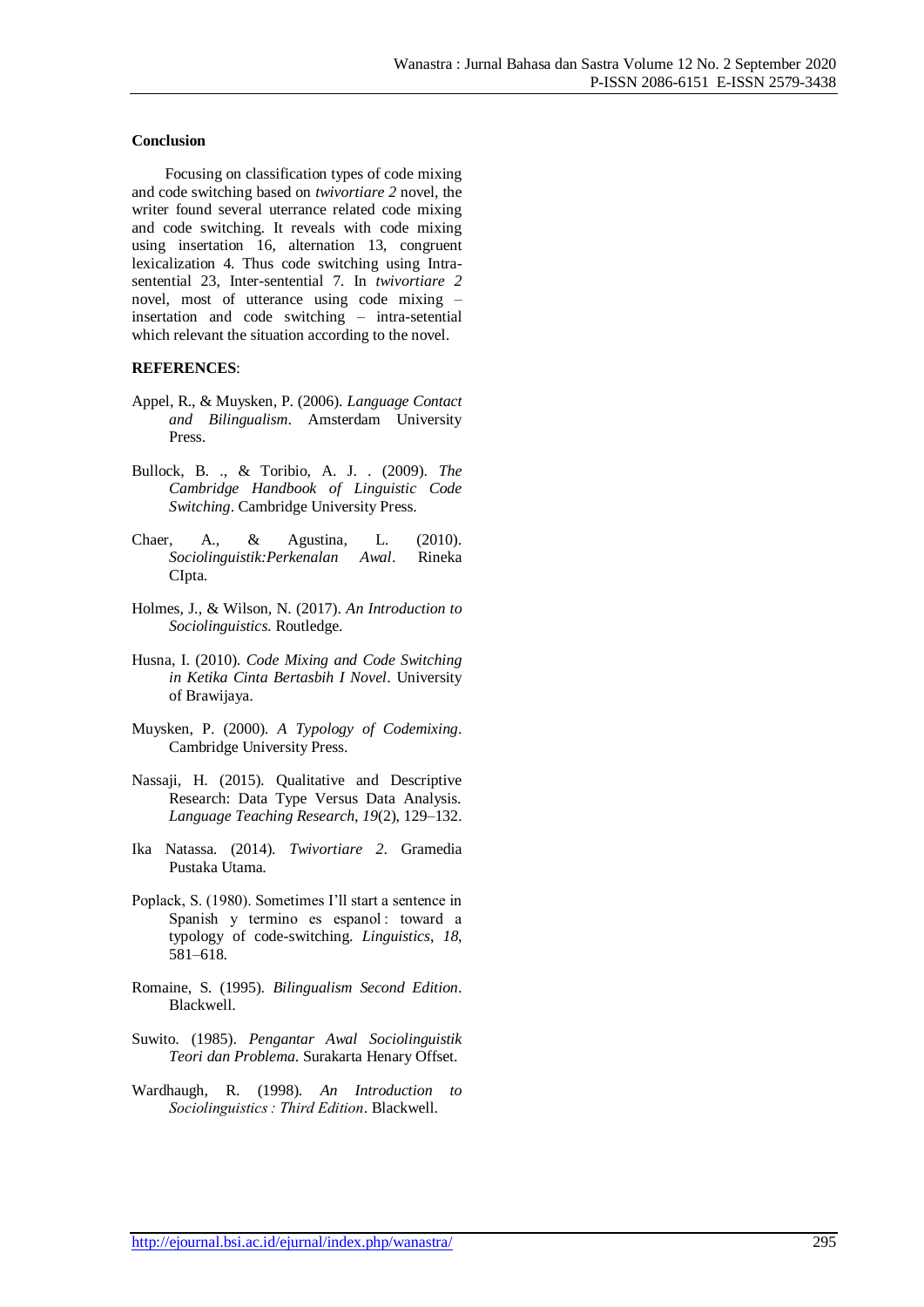## Conclusion

Focusing on classification types of code mixing and code switching based on *twivortiare 2* novel, the writer found several uterrance related code mixing and code switching. It reveals with code mixing using insertation 16, alternation 13, congruent lexicalization 4. Thus code switching using Intra-sentential 23, Inter-sentential 7. In *twivortiare 2* novel, most of utterance using code mixing – insertation and code switching – intra-setential which relevant the situation according to the novel.

## REFERENCES:

Appel, R., & Muysken, P. (2006). *Language Contact and Bilingualism*. Amsterdam University Press.

Bullock, B. ., & Toribio, A. J. . (2009). *The Cambridge Handbook of Linguistic Code Switching*. Cambridge University Press.

Chaer, A., & Agustina, L. (2010). *Sociolinguistik:Perkenalan Awal*. Rineka CIpta.

Holmes, J., & Wilson, N. (2017). *An Introduction to Sociolinguistics.* Routledge.

Husna, I. (2010). *Code Mixing and Code Switching in Ketika Cinta Bertasbih I Novel*. University of Brawijaya.

Muysken, P. (2000). *A Typology of Codemixing*. Cambridge University Press.

Nassaji, H. (2015). Qualitative and Descriptive Research: Data Type Versus Data Analysis. *Language Teaching Research*, *19*(2), 129–132.

Ika Natassa. (2014). *Twivortiare 2*. Gramedia Pustaka Utama.

Poplack, S. (1980). Sometimes I'll start a sentence in Spanish y termino es espanol : toward a typology of code-switching. *Linguistics*, *18*, 581–618.

Romaine, S. (1995). *Bilingualism Second Edition*. Blackwell.

Suwito. (1985). *Pengantar Awal Sociolinguistik Teori dan Problema.* Surakarta Henary Offset.

Wardhaugh, R. (1998). *An Introduction to Sociolinguistics : Third Edition*. Blackwell.